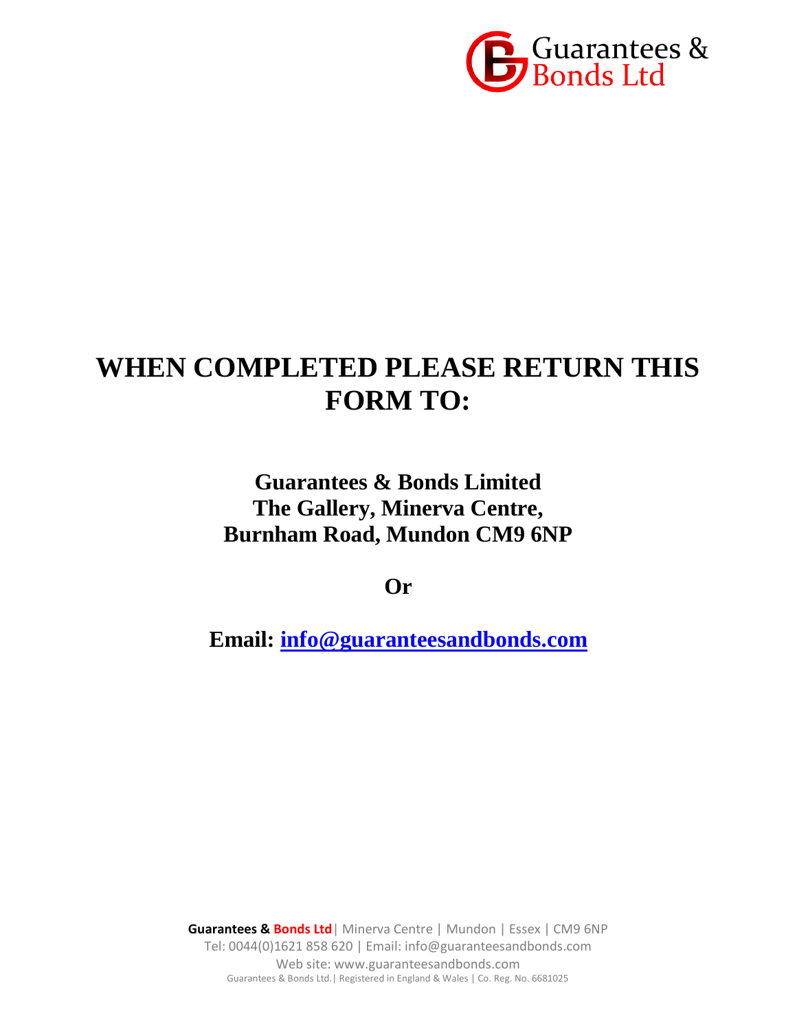Guarantees & Bonds Ltd

# WHEN COMPLETED PLEASE RETURN THIS FORM TO:

## Guarantees & Bonds Limited
## The Gallery, Minerva Centre,
## Burnham Road, Mundon CM9 6NP

## Or

## Email: info@guaranteesandbonds.com

**Guarantees & Bonds Ltd** | Minerva Centre | Mundon | Essex | CM9 6NP
Tel: 0044(0)1621 858 620 | Email: info@guaranteesandbonds.com
Web site: www.guaranteesandbonds.com
Guarantees & Bonds Ltd.| Registered in England & Wales | Co. Reg. No. 6681025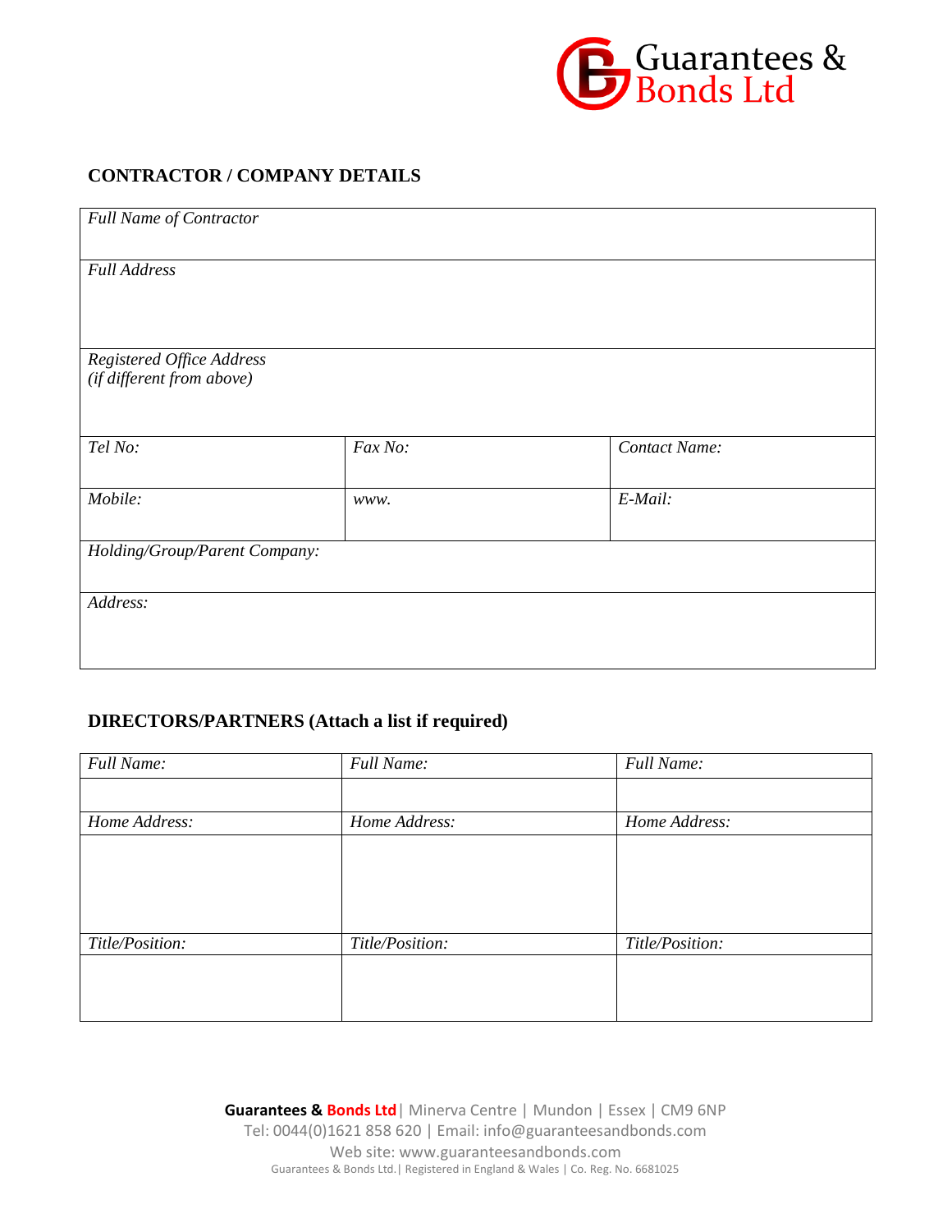## CONTRACTOR / COMPANY DETAILS

| *Full Name of Contractor* | | |
|---|---|---|
| *Full Address* | | |
| *Registered Office Address (if different from above)* | | |
| *Tel No:* | *Fax No:* | *Contact Name:* |
| *Mobile:* | *www.* | *E-Mail:* |
| *Holding/Group/Parent Company:* | | |
| *Address:* | | |

## DIRECTORS/PARTNERS (Attach a list if required)

| *Full Name:* | *Full Name:* | *Full Name:* |
|---|---|---|
| | | |
| *Home Address:* | *Home Address:* | *Home Address:* |
| | | |
| *Title/Position:* | *Title/Position:* | *Title/Position:* |
| | | |

**Guarantees & Bonds Ltd** | Minerva Centre | Mundon | Essex | CM9 6NP
Tel: 0044(0)1621 858 620 | Email: info@guaranteesandbonds.com
Web site: www.guaranteesandbonds.com
Guarantees & Bonds Ltd.| Registered in England & Wales | Co. Reg. No. 6681025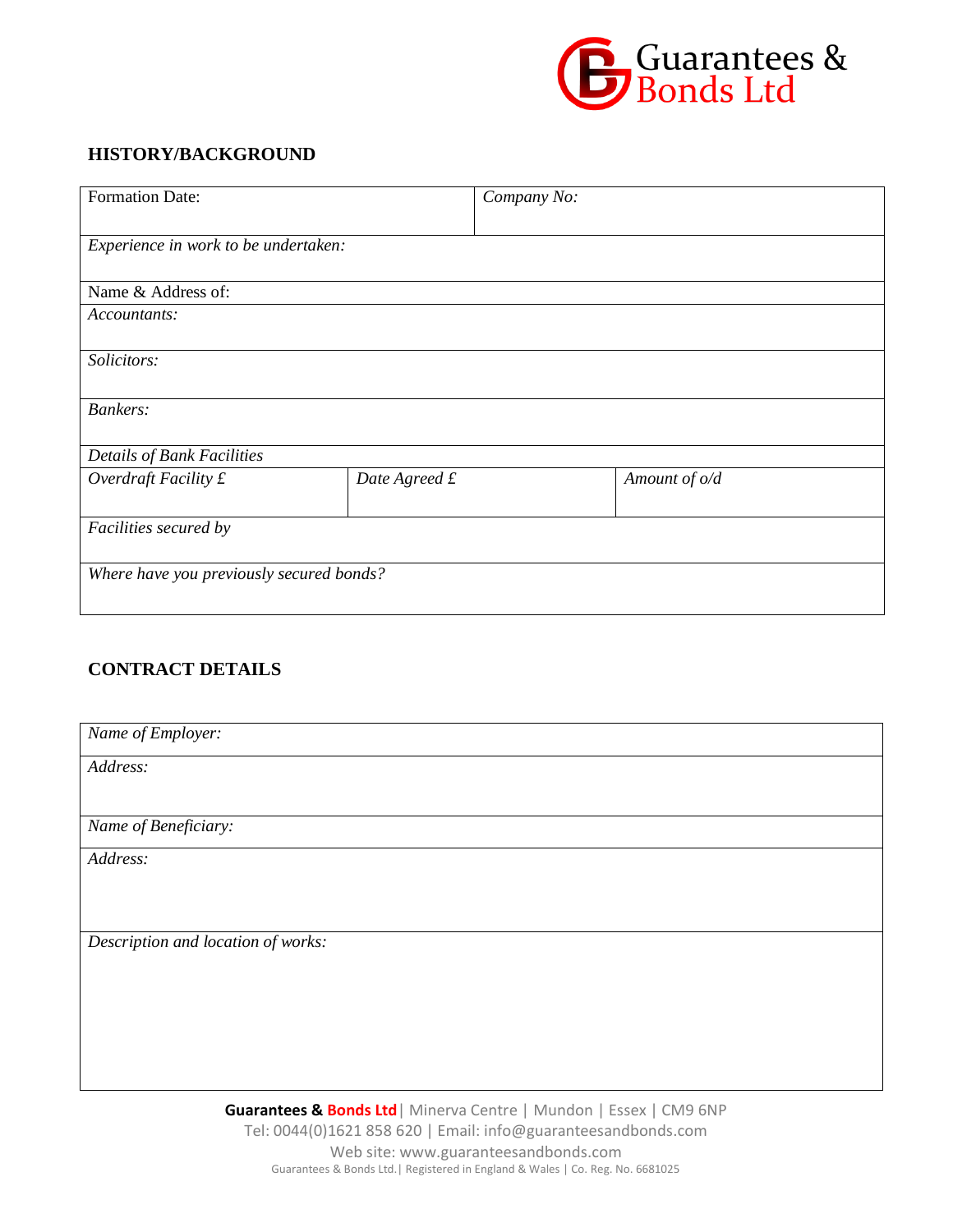## HISTORY/BACKGROUND

| Formation Date: | | *Company No:* |
|---|---|---|
| *Experience in work to be undertaken:* | | |
| Name & Address of: | | |
| *Accountants:* | | |
| *Solicitors:* | | |
| *Bankers:* | | |
| *Details of Bank Facilities* | | |
| *Overdraft Facility £* | *Date Agreed £* | *Amount of o/d* |
| *Facilities secured by* | | |
| *Where have you previously secured bonds?* | | |

## CONTRACT DETAILS

| *Name of Employer:* |
|---|
| *Address:* |
| *Name of Beneficiary:* |
| *Address:* |
| *Description and location of works:* |

**Guarantees & Bonds Ltd** | Minerva Centre | Mundon | Essex | CM9 6NP
Tel: 0044(0)1621 858 620 | Email: info@guaranteesandbonds.com
Web site: www.guaranteesandbonds.com
Guarantees & Bonds Ltd.| Registered in England & Wales | Co. Reg. No. 6681025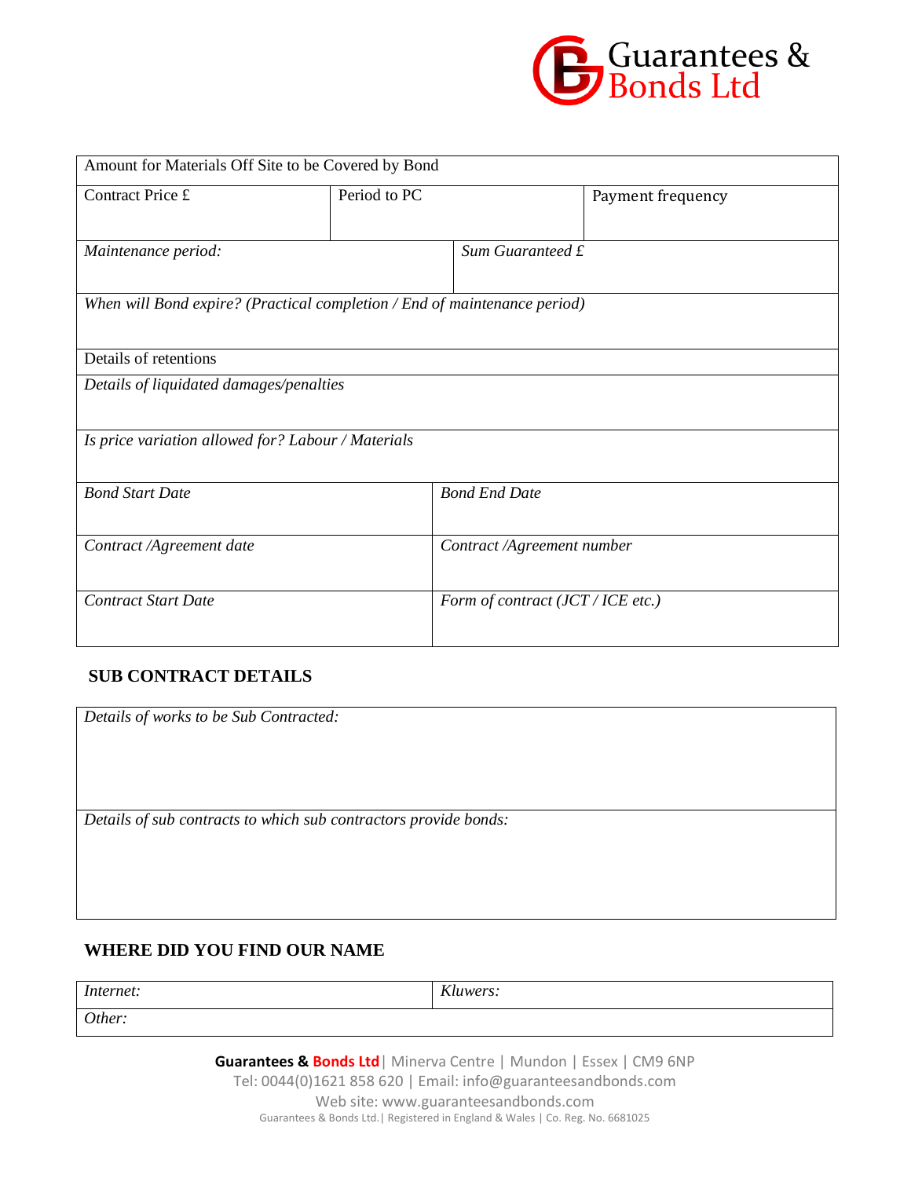| Amount for Materials Off Site to be Covered by Bond | | |
|---|---|---|
| Contract Price £ | Period to PC | Payment frequency |
| *Maintenance period:* | *Sum Guaranteed £* | |
| *When will Bond expire? (Practical completion / End of maintenance period)* | | |
| Details of retentions | | |
| *Details of liquidated damages/penalties* | | |
| *Is price variation allowed for? Labour / Materials* | | |
| *Bond Start Date* | *Bond End Date* | |
| *Contract /Agreement date* | *Contract /Agreement number* | |
| *Contract Start Date* | *Form of contract (JCT / ICE etc.)* | |

## SUB CONTRACT DETAILS

| *Details of works to be Sub Contracted:* |
|---|
| *Details of sub contracts to which sub contractors provide bonds:* |

## WHERE DID YOU FIND OUR NAME

| *Internet:* | *Kluwers:* |
|---|---|
| *Other:* | |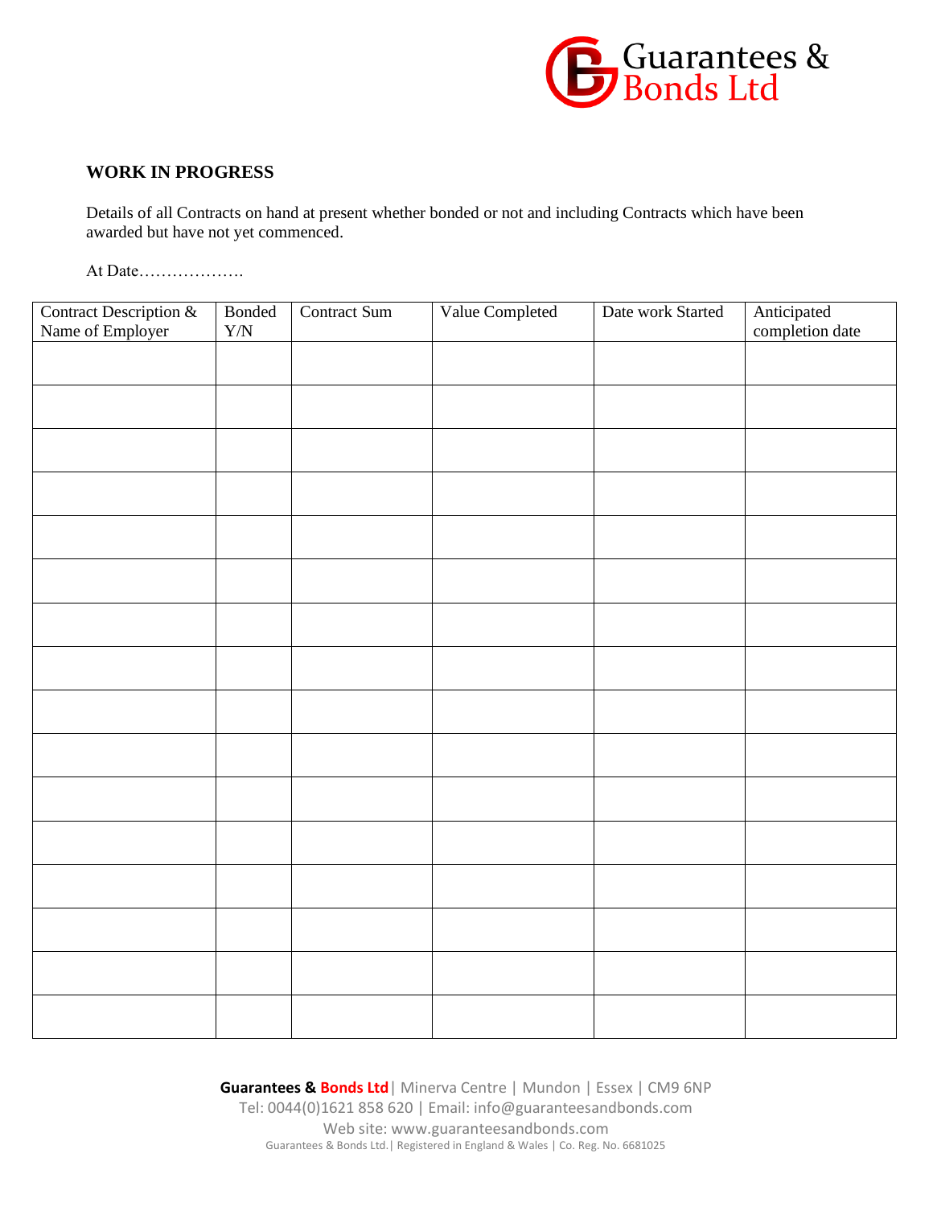## WORK IN PROGRESS

Details of all Contracts on hand at present whether bonded or not and including Contracts which have been awarded but have not yet commenced.

At Date……………….

| Contract Description & Name of Employer | Bonded Y/N | Contract Sum | Value Completed | Date work Started | Anticipated completion date |
|---|---|---|---|---|---|
| | | | | | |
| | | | | | |
| | | | | | |
| | | | | | |
| | | | | | |
| | | | | | |
| | | | | | |
| | | | | | |
| | | | | | |
| | | | | | |
| | | | | | |
| | | | | | |
| | | | | | |
| | | | | | |
| | | | | | |
| | | | | | |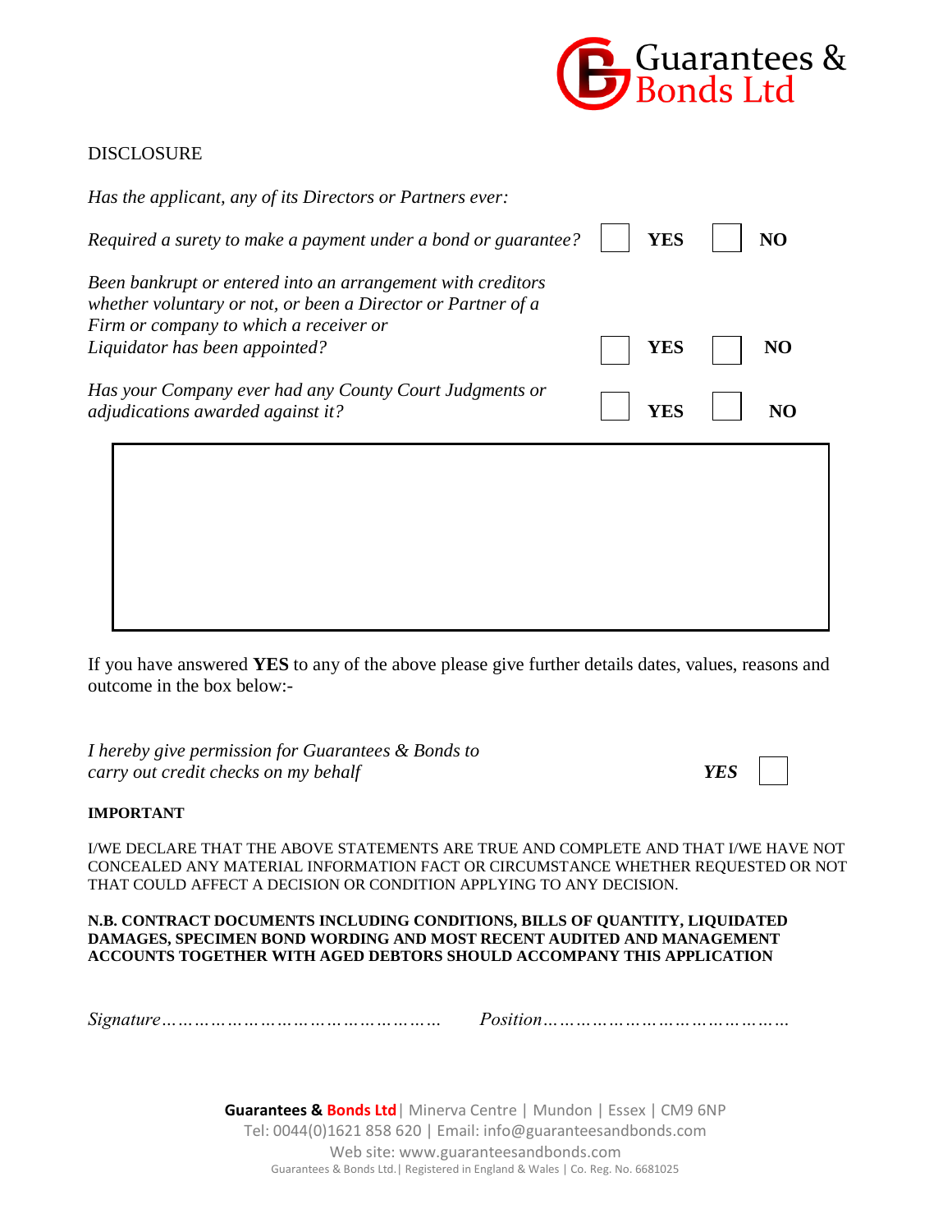Guarantees & Bonds Ltd

DISCLOSURE

*Has the applicant, any of its Directors or Partners ever:*

| | | |
|---|---|---|
| *Required a surety to make a payment under a bond or guarantee?* | ☐ **YES** | ☐ **NO** |
| *Been bankrupt or entered into an arrangement with creditors whether voluntary or not, or been a Director or Partner of a Firm or company to which a receiver or Liquidator has been appointed?* | ☐ **YES** | ☐ **NO** |
| *Has your Company ever had any County Court Judgments or adjudications awarded against it?* | ☐ **YES** | ☐ **NO** |

If you have answered **YES** to any of the above please give further details dates, values, reasons and outcome in the box below:-

*I hereby give permission for Guarantees & Bonds to carry out credit checks on my behalf* ***YES*** ☐

**IMPORTANT**

I/WE DECLARE THAT THE ABOVE STATEMENTS ARE TRUE AND COMPLETE AND THAT I/WE HAVE NOT CONCEALED ANY MATERIAL INFORMATION FACT OR CIRCUMSTANCE WHETHER REQUESTED OR NOT THAT COULD AFFECT A DECISION OR CONDITION APPLYING TO ANY DECISION.

**N.B. CONTRACT DOCUMENTS INCLUDING CONDITIONS, BILLS OF QUANTITY, LIQUIDATED DAMAGES, SPECIMEN BOND WORDING AND MOST RECENT AUDITED AND MANAGEMENT ACCOUNTS TOGETHER WITH AGED DEBTORS SHOULD ACCOMPANY THIS APPLICATION**

*Signature…………………………………………* *Position………………………………………*

**Guarantees & Bonds Ltd** | Minerva Centre | Mundon | Essex | CM9 6NP
Tel: 0044(0)1621 858 620 | Email: info@guaranteesandbonds.com
Web site: www.guaranteesandbonds.com
Guarantees & Bonds Ltd.| Registered in England & Wales | Co. Reg. No. 6681025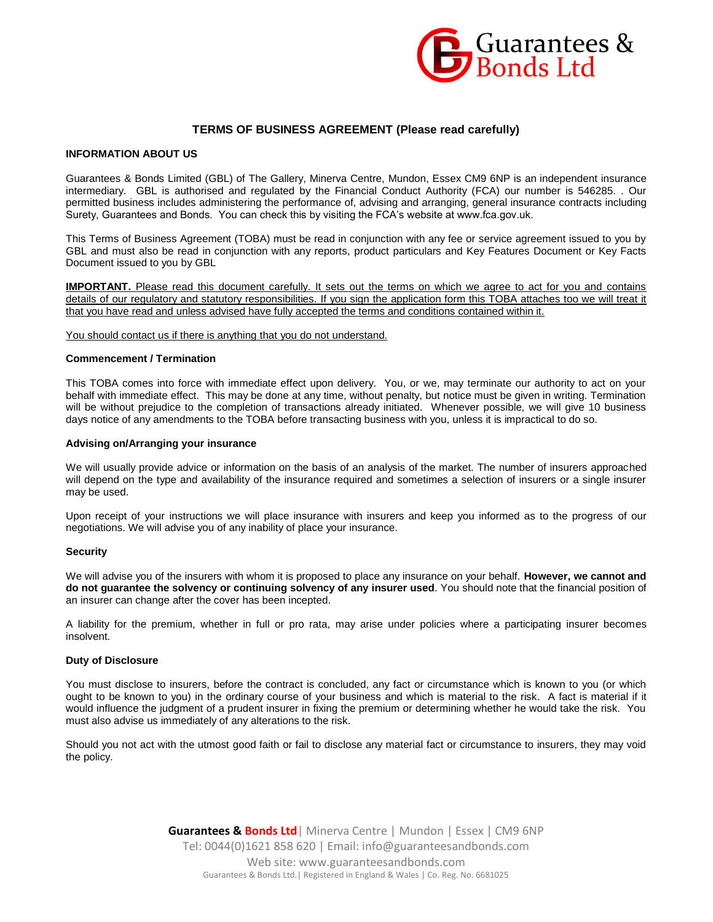## TERMS OF BUSINESS AGREEMENT (Please read carefully)

### INFORMATION ABOUT US

Guarantees & Bonds Limited (GBL) of The Gallery, Minerva Centre, Mundon, Essex CM9 6NP is an independent insurance intermediary. GBL is authorised and regulated by the Financial Conduct Authority (FCA) our number is 546285. . Our permitted business includes administering the performance of, advising and arranging, general insurance contracts including Surety, Guarantees and Bonds. You can check this by visiting the FCA's website at www.fca.gov.uk.

This Terms of Business Agreement (TOBA) must be read in conjunction with any fee or service agreement issued to you by GBL and must also be read in conjunction with any reports, product particulars and Key Features Document or Key Facts Document issued to you by GBL

**IMPORTANT.** Please read this document carefully. It sets out the terms on which we agree to act for you and contains details of our regulatory and statutory responsibilities. If you sign the application form this TOBA attaches too we will treat it that you have read and unless advised have fully accepted the terms and conditions contained within it.

You should contact us if there is anything that you do not understand.

#### Commencement / Termination

This TOBA comes into force with immediate effect upon delivery. You, or we, may terminate our authority to act on your behalf with immediate effect. This may be done at any time, without penalty, but notice must be given in writing. Termination will be without prejudice to the completion of transactions already initiated. Whenever possible, we will give 10 business days notice of any amendments to the TOBA before transacting business with you, unless it is impractical to do so.

#### Advising on/Arranging your insurance

We will usually provide advice or information on the basis of an analysis of the market. The number of insurers approached will depend on the type and availability of the insurance required and sometimes a selection of insurers or a single insurer may be used.

Upon receipt of your instructions we will place insurance with insurers and keep you informed as to the progress of our negotiations. We will advise you of any inability of place your insurance.

#### Security

We will advise you of the insurers with whom it is proposed to place any insurance on your behalf. **However, we cannot and do not guarantee the solvency or continuing solvency of any insurer used**. You should note that the financial position of an insurer can change after the cover has been incepted.

A liability for the premium, whether in full or pro rata, may arise under policies where a participating insurer becomes insolvent.

#### Duty of Disclosure

You must disclose to insurers, before the contract is concluded, any fact or circumstance which is known to you (or which ought to be known to you) in the ordinary course of your business and which is material to the risk. A fact is material if it would influence the judgment of a prudent insurer in fixing the premium or determining whether he would take the risk. You must also advise us immediately of any alterations to the risk.

Should you not act with the utmost good faith or fail to disclose any material fact or circumstance to insurers, they may void the policy.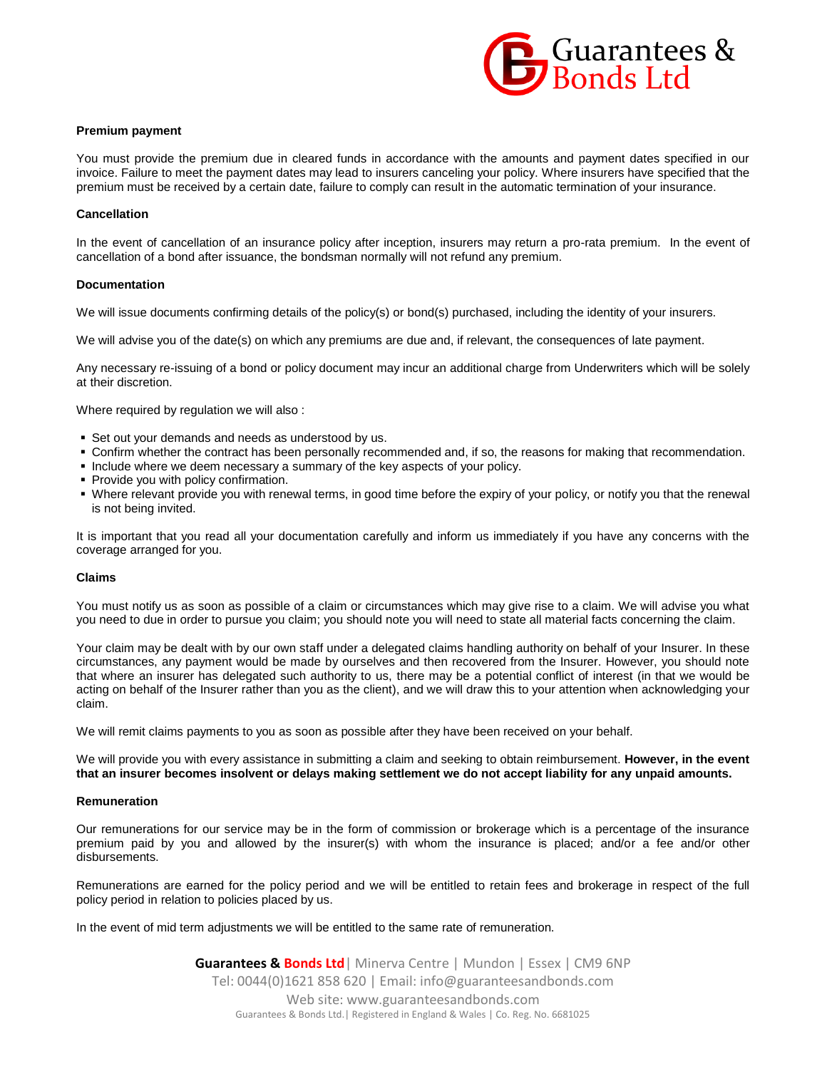**Premium payment**

You must provide the premium due in cleared funds in accordance with the amounts and payment dates specified in our invoice. Failure to meet the payment dates may lead to insurers canceling your policy. Where insurers have specified that the premium must be received by a certain date, failure to comply can result in the automatic termination of your insurance.

**Cancellation**

In the event of cancellation of an insurance policy after inception, insurers may return a pro-rata premium. In the event of cancellation of a bond after issuance, the bondsman normally will not refund any premium.

**Documentation**

We will issue documents confirming details of the policy(s) or bond(s) purchased, including the identity of your insurers.

We will advise you of the date(s) on which any premiums are due and, if relevant, the consequences of late payment.

Any necessary re-issuing of a bond or policy document may incur an additional charge from Underwriters which will be solely at their discretion.

Where required by regulation we will also :

- Set out your demands and needs as understood by us.
- Confirm whether the contract has been personally recommended and, if so, the reasons for making that recommendation.
- Include where we deem necessary a summary of the key aspects of your policy.
- Provide you with policy confirmation.
- Where relevant provide you with renewal terms, in good time before the expiry of your policy, or notify you that the renewal is not being invited.

It is important that you read all your documentation carefully and inform us immediately if you have any concerns with the coverage arranged for you.

**Claims**

You must notify us as soon as possible of a claim or circumstances which may give rise to a claim. We will advise you what you need to due in order to pursue you claim; you should note you will need to state all material facts concerning the claim.

Your claim may be dealt with by our own staff under a delegated claims handling authority on behalf of your Insurer. In these circumstances, any payment would be made by ourselves and then recovered from the Insurer. However, you should note that where an insurer has delegated such authority to us, there may be a potential conflict of interest (in that we would be acting on behalf of the Insurer rather than you as the client), and we will draw this to your attention when acknowledging your claim.

We will remit claims payments to you as soon as possible after they have been received on your behalf.

We will provide you with every assistance in submitting a claim and seeking to obtain reimbursement. **However, in the event that an insurer becomes insolvent or delays making settlement we do not accept liability for any unpaid amounts.**

**Remuneration**

Our remunerations for our service may be in the form of commission or brokerage which is a percentage of the insurance premium paid by you and allowed by the insurer(s) with whom the insurance is placed; and/or a fee and/or other disbursements.

Remunerations are earned for the policy period and we will be entitled to retain fees and brokerage in respect of the full policy period in relation to policies placed by us.

In the event of mid term adjustments we will be entitled to the same rate of remuneration.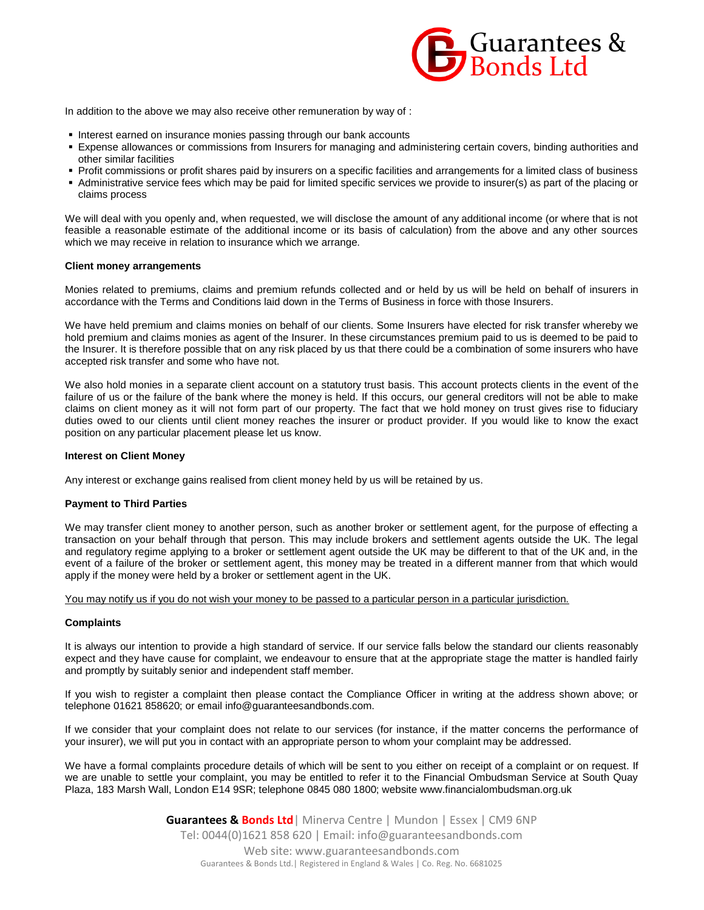In addition to the above we may also receive other remuneration by way of :

- Interest earned on insurance monies passing through our bank accounts
- Expense allowances or commissions from Insurers for managing and administering certain covers, binding authorities and other similar facilities
- Profit commissions or profit shares paid by insurers on a specific facilities and arrangements for a limited class of business
- Administrative service fees which may be paid for limited specific services we provide to insurer(s) as part of the placing or claims process

We will deal with you openly and, when requested, we will disclose the amount of any additional income (or where that is not feasible a reasonable estimate of the additional income or its basis of calculation) from the above and any other sources which we may receive in relation to insurance which we arrange.

**Client money arrangements**

Monies related to premiums, claims and premium refunds collected and or held by us will be held on behalf of insurers in accordance with the Terms and Conditions laid down in the Terms of Business in force with those Insurers.

We have held premium and claims monies on behalf of our clients. Some Insurers have elected for risk transfer whereby we hold premium and claims monies as agent of the Insurer. In these circumstances premium paid to us is deemed to be paid to the Insurer. It is therefore possible that on any risk placed by us that there could be a combination of some insurers who have accepted risk transfer and some who have not.

We also hold monies in a separate client account on a statutory trust basis. This account protects clients in the event of the failure of us or the failure of the bank where the money is held. If this occurs, our general creditors will not be able to make claims on client money as it will not form part of our property. The fact that we hold money on trust gives rise to fiduciary duties owed to our clients until client money reaches the insurer or product provider. If you would like to know the exact position on any particular placement please let us know.

**Interest on Client Money**

Any interest or exchange gains realised from client money held by us will be retained by us.

**Payment to Third Parties**

We may transfer client money to another person, such as another broker or settlement agent, for the purpose of effecting a transaction on your behalf through that person. This may include brokers and settlement agents outside the UK. The legal and regulatory regime applying to a broker or settlement agent outside the UK may be different to that of the UK and, in the event of a failure of the broker or settlement agent, this money may be treated in a different manner from that which would apply if the money were held by a broker or settlement agent in the UK.

<u>You may notify us if you do not wish your money to be passed to a particular person in a particular jurisdiction.</u>

**Complaints**

It is always our intention to provide a high standard of service. If our service falls below the standard our clients reasonably expect and they have cause for complaint, we endeavour to ensure that at the appropriate stage the matter is handled fairly and promptly by suitably senior and independent staff member.

If you wish to register a complaint then please contact the Compliance Officer in writing at the address shown above; or telephone 01621 858620; or email info@guaranteesandbonds.com.

If we consider that your complaint does not relate to our services (for instance, if the matter concerns the performance of your insurer), we will put you in contact with an appropriate person to whom your complaint may be addressed.

We have a formal complaints procedure details of which will be sent to you either on receipt of a complaint or on request. If we are unable to settle your complaint, you may be entitled to refer it to the Financial Ombudsman Service at South Quay Plaza, 183 Marsh Wall, London E14 9SR; telephone 0845 080 1800; website www.financialombudsman.org.uk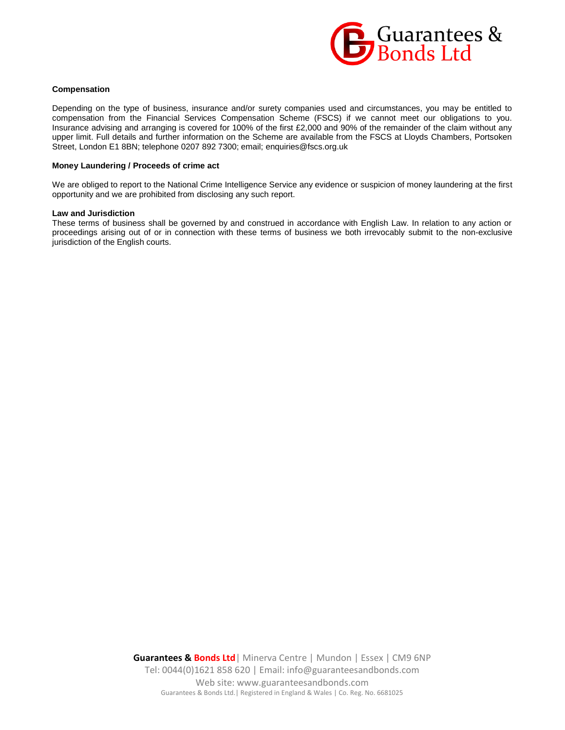**Compensation**

Depending on the type of business, insurance and/or surety companies used and circumstances, you may be entitled to compensation from the Financial Services Compensation Scheme (FSCS) if we cannot meet our obligations to you. Insurance advising and arranging is covered for 100% of the first £2,000 and 90% of the remainder of the claim without any upper limit. Full details and further information on the Scheme are available from the FSCS at Lloyds Chambers, Portsoken Street, London E1 8BN; telephone 0207 892 7300; email; enquiries@fscs.org.uk

**Money Laundering / Proceeds of crime act**

We are obliged to report to the National Crime Intelligence Service any evidence or suspicion of money laundering at the first opportunity and we are prohibited from disclosing any such report.

**Law and Jurisdiction**

These terms of business shall be governed by and construed in accordance with English Law. In relation to any action or proceedings arising out of or in connection with these terms of business we both irrevocably submit to the non-exclusive jurisdiction of the English courts.